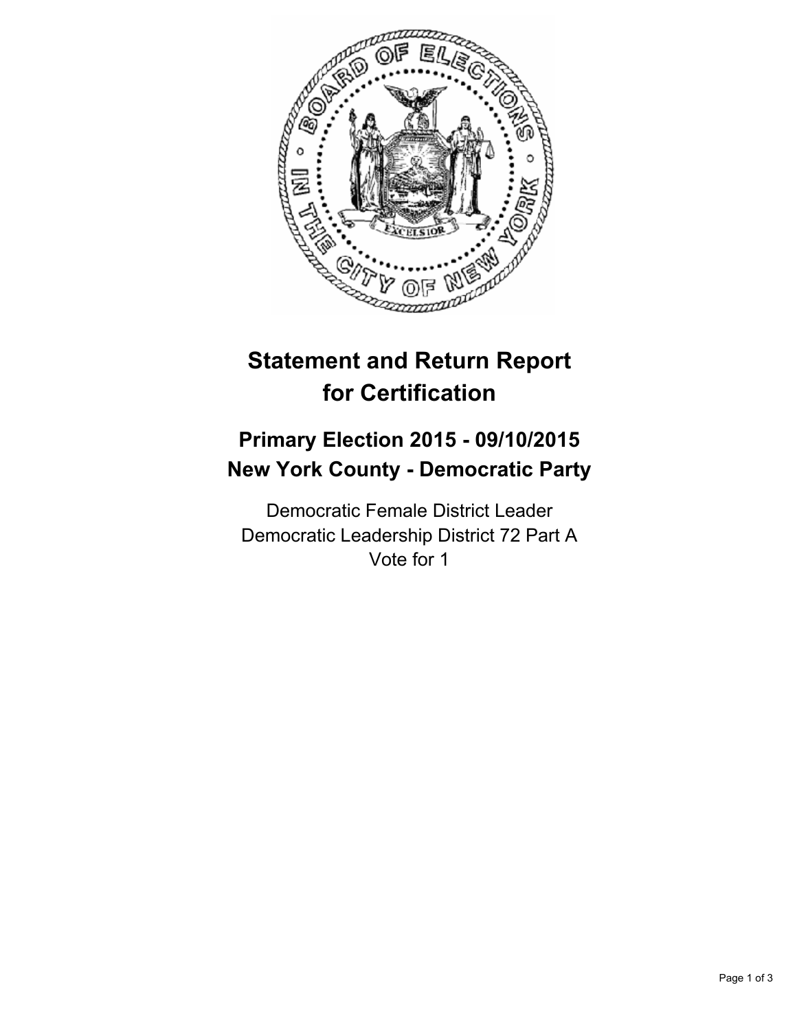# Statement and Return Report for Certification

## Primary Election 2015 - 09/10/2015
## New York County - Democratic Party

Democratic Female District Leader
Democratic Leadership District 72 Part A
Vote for 1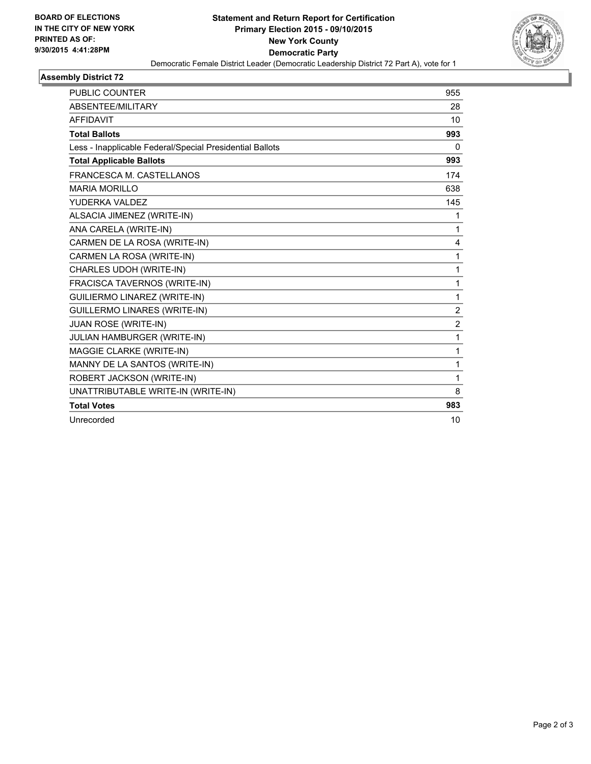**BOARD OF ELECTIONS IN THE CITY OF NEW YORK PRINTED AS OF: 9/30/2015 4:41:28PM**

# Statement and Return Report for Certification
## Primary Election 2015 - 09/10/2015
## New York County
## Democratic Party

Democratic Female District Leader (Democratic Leadership District 72 Part A), vote for 1

### Assembly District 72

| | |
|---|---|
| PUBLIC COUNTER | 955 |
| ABSENTEE/MILITARY | 28 |
| AFFIDAVIT | 10 |
| **Total Ballots** | **993** |
| Less - Inapplicable Federal/Special Presidential Ballots | 0 |
| **Total Applicable Ballots** | **993** |
| FRANCESCA M. CASTELLANOS | 174 |
| MARIA MORILLO | 638 |
| YUDERKA VALDEZ | 145 |
| ALSACIA JIMENEZ (WRITE-IN) | 1 |
| ANA CARELA (WRITE-IN) | 1 |
| CARMEN DE LA ROSA (WRITE-IN) | 4 |
| CARMEN LA ROSA (WRITE-IN) | 1 |
| CHARLES UDOH (WRITE-IN) | 1 |
| FRACISCA TAVERNOS (WRITE-IN) | 1 |
| GUILIERMO LINAREZ (WRITE-IN) | 1 |
| GUILLERMO LINARES (WRITE-IN) | 2 |
| JUAN ROSE (WRITE-IN) | 2 |
| JULIAN HAMBURGER (WRITE-IN) | 1 |
| MAGGIE CLARKE (WRITE-IN) | 1 |
| MANNY DE LA SANTOS (WRITE-IN) | 1 |
| ROBERT JACKSON (WRITE-IN) | 1 |
| UNATTRIBUTABLE WRITE-IN (WRITE-IN) | 8 |
| **Total Votes** | **983** |
| Unrecorded | 10 |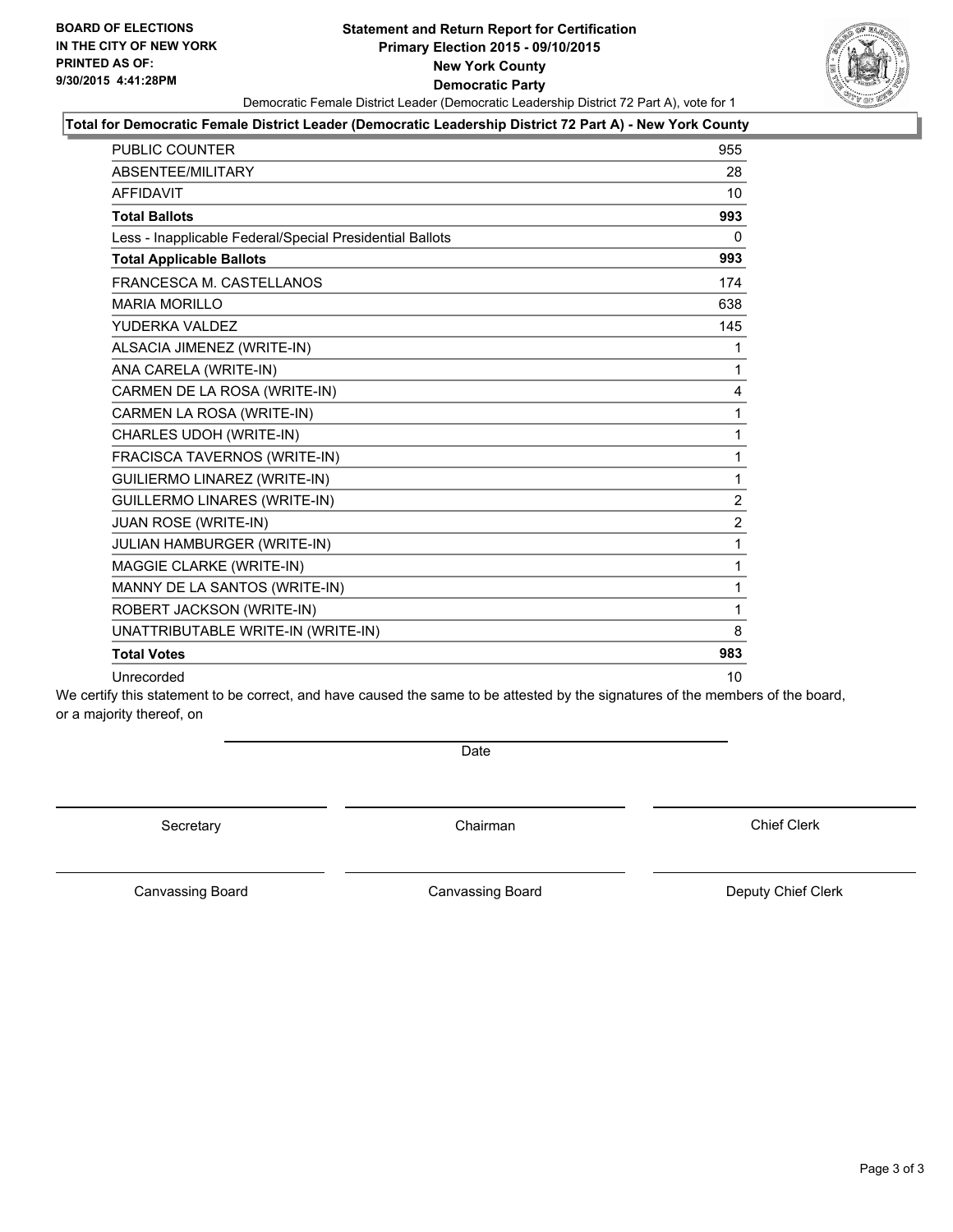**BOARD OF ELECTIONS IN THE CITY OF NEW YORK PRINTED AS OF: 9/30/2015 4:41:28PM**

# Statement and Return Report for Certification
## Primary Election 2015 - 09/10/2015
## New York County
## Democratic Party

Democratic Female District Leader (Democratic Leadership District 72 Part A), vote for 1

**Total for Democratic Female District Leader (Democratic Leadership District 72 Part A) - New York County**

| | |
|---|---|
| PUBLIC COUNTER | 955 |
| ABSENTEE/MILITARY | 28 |
| AFFIDAVIT | 10 |
| **Total Ballots** | **993** |
| Less - Inapplicable Federal/Special Presidential Ballots | 0 |
| **Total Applicable Ballots** | **993** |
| FRANCESCA M. CASTELLANOS | 174 |
| MARIA MORILLO | 638 |
| YUDERKA VALDEZ | 145 |
| ALSACIA JIMENEZ (WRITE-IN) | 1 |
| ANA CARELA (WRITE-IN) | 1 |
| CARMEN DE LA ROSA (WRITE-IN) | 4 |
| CARMEN LA ROSA (WRITE-IN) | 1 |
| CHARLES UDOH (WRITE-IN) | 1 |
| FRACISCA TAVERNOS (WRITE-IN) | 1 |
| GUILIERMO LINAREZ (WRITE-IN) | 1 |
| GUILLERMO LINARES (WRITE-IN) | 2 |
| JUAN ROSE (WRITE-IN) | 2 |
| JULIAN HAMBURGER (WRITE-IN) | 1 |
| MAGGIE CLARKE (WRITE-IN) | 1 |
| MANNY DE LA SANTOS (WRITE-IN) | 1 |
| ROBERT JACKSON (WRITE-IN) | 1 |
| UNATTRIBUTABLE WRITE-IN (WRITE-IN) | 8 |
| **Total Votes** | **983** |
| Unrecorded | 10 |

We certify this statement to be correct, and have caused the same to be attested by the signatures of the members of the board, or a majority thereof, on

Date

Secretary

Chairman

Chief Clerk

Canvassing Board

Canvassing Board

Deputy Chief Clerk